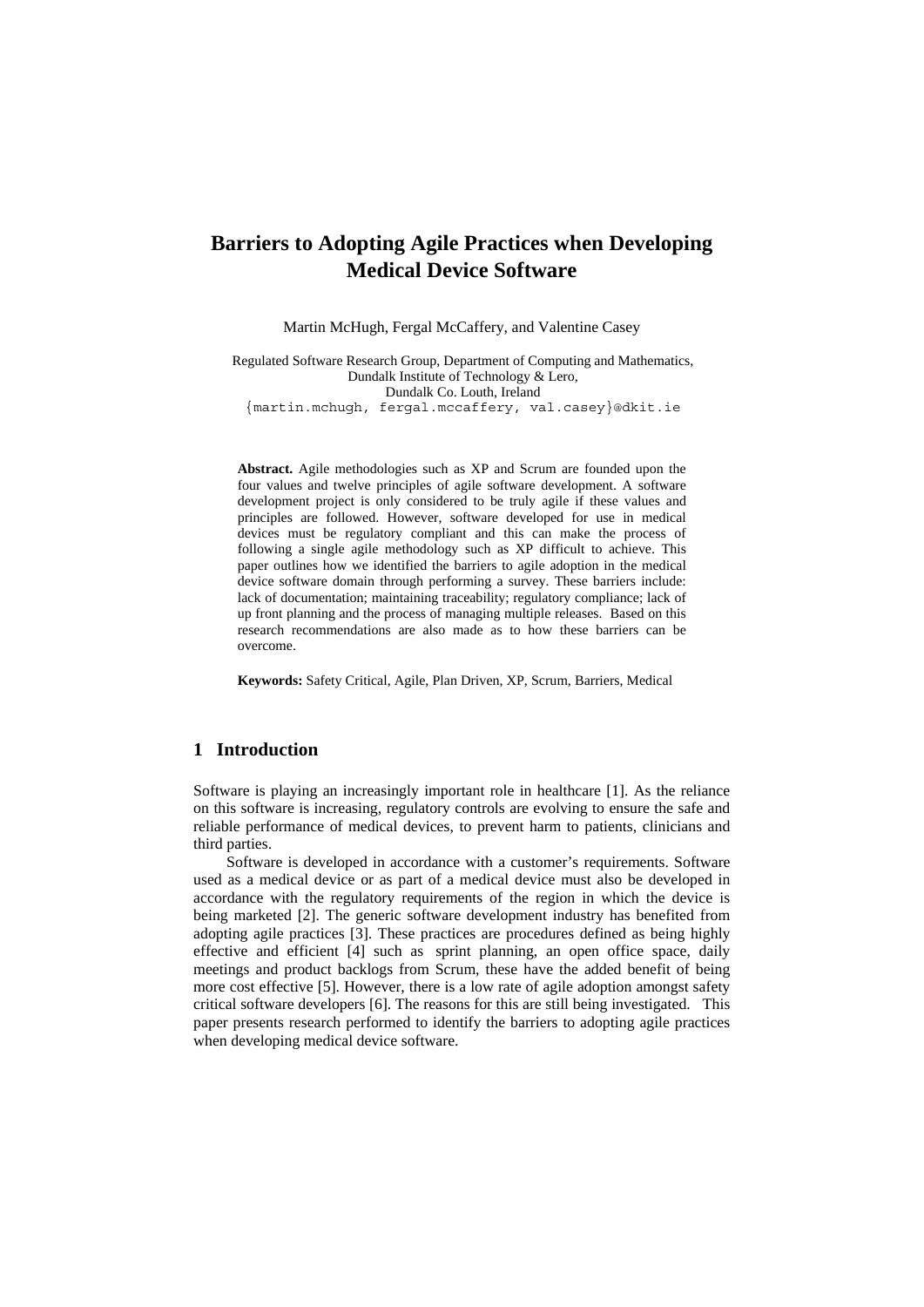# Barriers to Adopting Agile Practices when Developing Medical Device Software

Martin McHugh, Fergal McCaffery, and Valentine Casey

Regulated Software Research Group, Department of Computing and Mathematics,
Dundalk Institute of Technology & Lero,
Dundalk Co. Louth, Ireland
{martin.mchugh, fergal.mccaffery, val.casey}@dkit.ie

**Abstract.** Agile methodologies such as XP and Scrum are founded upon the four values and twelve principles of agile software development. A software development project is only considered to be truly agile if these values and principles are followed. However, software developed for use in medical devices must be regulatory compliant and this can make the process of following a single agile methodology such as XP difficult to achieve. This paper outlines how we identified the barriers to agile adoption in the medical device software domain through performing a survey. These barriers include: lack of documentation; maintaining traceability; regulatory compliance; lack of up front planning and the process of managing multiple releases. Based on this research recommendations are also made as to how these barriers can be overcome.

**Keywords:** Safety Critical, Agile, Plan Driven, XP, Scrum, Barriers, Medical

## 1 Introduction

Software is playing an increasingly important role in healthcare [1]. As the reliance on this software is increasing, regulatory controls are evolving to ensure the safe and reliable performance of medical devices, to prevent harm to patients, clinicians and third parties.

Software is developed in accordance with a customer's requirements. Software used as a medical device or as part of a medical device must also be developed in accordance with the regulatory requirements of the region in which the device is being marketed [2]. The generic software development industry has benefited from adopting agile practices [3]. These practices are procedures defined as being highly effective and efficient [4] such as sprint planning, an open office space, daily meetings and product backlogs from Scrum, these have the added benefit of being more cost effective [5]. However, there is a low rate of agile adoption amongst safety critical software developers [6]. The reasons for this are still being investigated. This paper presents research performed to identify the barriers to adopting agile practices when developing medical device software.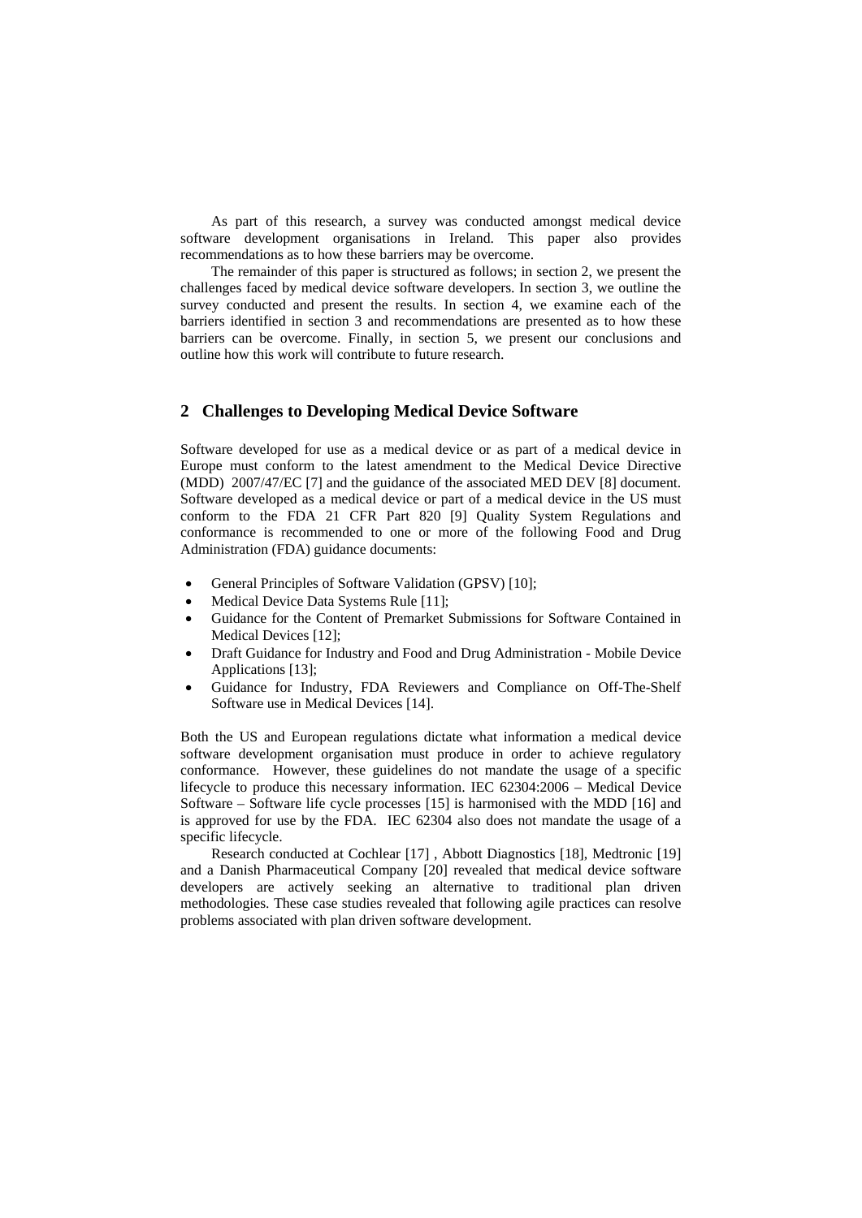As part of this research, a survey was conducted amongst medical device software development organisations in Ireland. This paper also provides recommendations as to how these barriers may be overcome.

The remainder of this paper is structured as follows; in section 2, we present the challenges faced by medical device software developers. In section 3, we outline the survey conducted and present the results. In section 4, we examine each of the barriers identified in section 3 and recommendations are presented as to how these barriers can be overcome. Finally, in section 5, we present our conclusions and outline how this work will contribute to future research.

## 2 Challenges to Developing Medical Device Software

Software developed for use as a medical device or as part of a medical device in Europe must conform to the latest amendment to the Medical Device Directive (MDD) 2007/47/EC [7] and the guidance of the associated MED DEV [8] document. Software developed as a medical device or part of a medical device in the US must conform to the FDA 21 CFR Part 820 [9] Quality System Regulations and conformance is recommended to one or more of the following Food and Drug Administration (FDA) guidance documents:

- General Principles of Software Validation (GPSV) [10];
- Medical Device Data Systems Rule [11];
- Guidance for the Content of Premarket Submissions for Software Contained in Medical Devices [12];
- Draft Guidance for Industry and Food and Drug Administration - Mobile Device Applications [13];
- Guidance for Industry, FDA Reviewers and Compliance on Off-The-Shelf Software use in Medical Devices [14].

Both the US and European regulations dictate what information a medical device software development organisation must produce in order to achieve regulatory conformance. However, these guidelines do not mandate the usage of a specific lifecycle to produce this necessary information. IEC 62304:2006 – Medical Device Software – Software life cycle processes [15] is harmonised with the MDD [16] and is approved for use by the FDA. IEC 62304 also does not mandate the usage of a specific lifecycle.

Research conducted at Cochlear [17] , Abbott Diagnostics [18], Medtronic [19] and a Danish Pharmaceutical Company [20] revealed that medical device software developers are actively seeking an alternative to traditional plan driven methodologies. These case studies revealed that following agile practices can resolve problems associated with plan driven software development.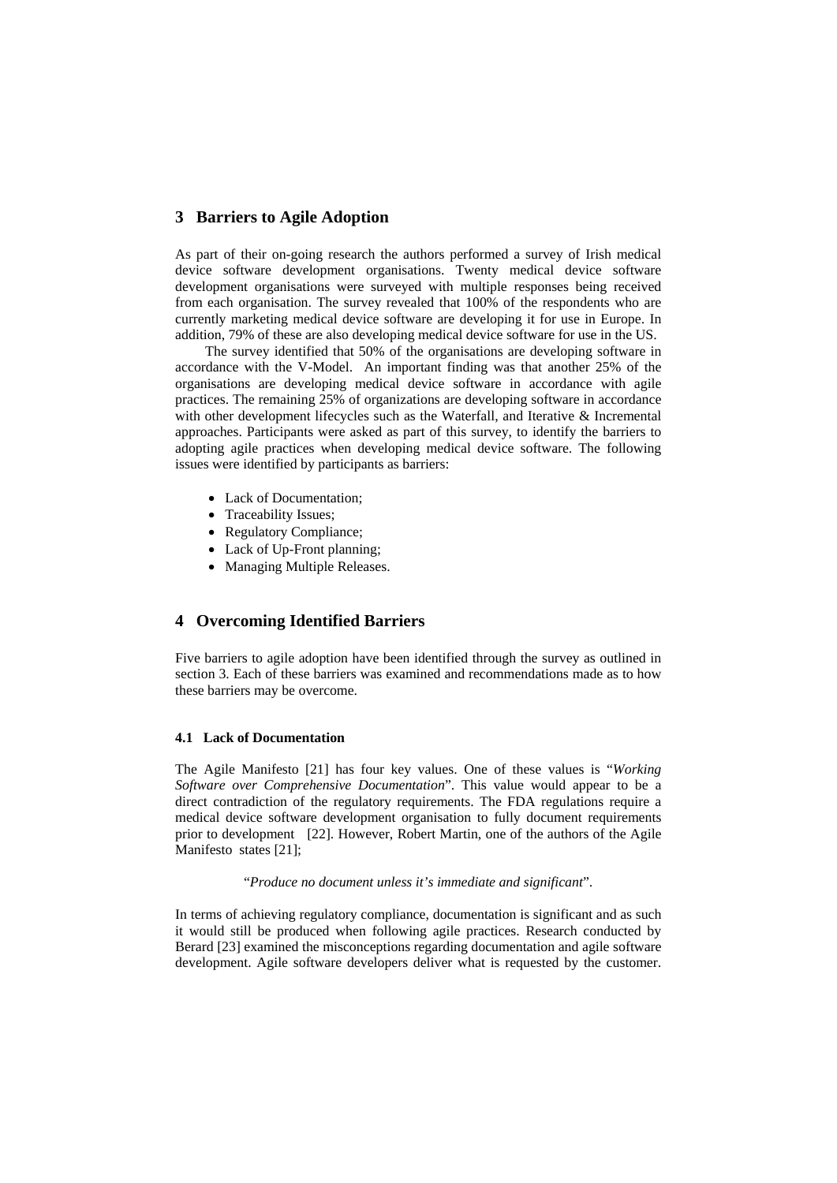## 3 Barriers to Agile Adoption

As part of their on-going research the authors performed a survey of Irish medical device software development organisations. Twenty medical device software development organisations were surveyed with multiple responses being received from each organisation. The survey revealed that 100% of the respondents who are currently marketing medical device software are developing it for use in Europe. In addition, 79% of these are also developing medical device software for use in the US.

The survey identified that 50% of the organisations are developing software in accordance with the V-Model. An important finding was that another 25% of the organisations are developing medical device software in accordance with agile practices. The remaining 25% of organizations are developing software in accordance with other development lifecycles such as the Waterfall, and Iterative & Incremental approaches. Participants were asked as part of this survey, to identify the barriers to adopting agile practices when developing medical device software. The following issues were identified by participants as barriers:

- Lack of Documentation;
- Traceability Issues;
- Regulatory Compliance;
- Lack of Up-Front planning;
- Managing Multiple Releases.

## 4 Overcoming Identified Barriers

Five barriers to agile adoption have been identified through the survey as outlined in section 3. Each of these barriers was examined and recommendations made as to how these barriers may be overcome.

### 4.1 Lack of Documentation

The Agile Manifesto [21] has four key values. One of these values is "*Working Software over Comprehensive Documentation*". This value would appear to be a direct contradiction of the regulatory requirements. The FDA regulations require a medical device software development organisation to fully document requirements prior to development [22]. However, Robert Martin, one of the authors of the Agile Manifesto states [21];

"*Produce no document unless it's immediate and significant*".

In terms of achieving regulatory compliance, documentation is significant and as such it would still be produced when following agile practices. Research conducted by Berard [23] examined the misconceptions regarding documentation and agile software development. Agile software developers deliver what is requested by the customer.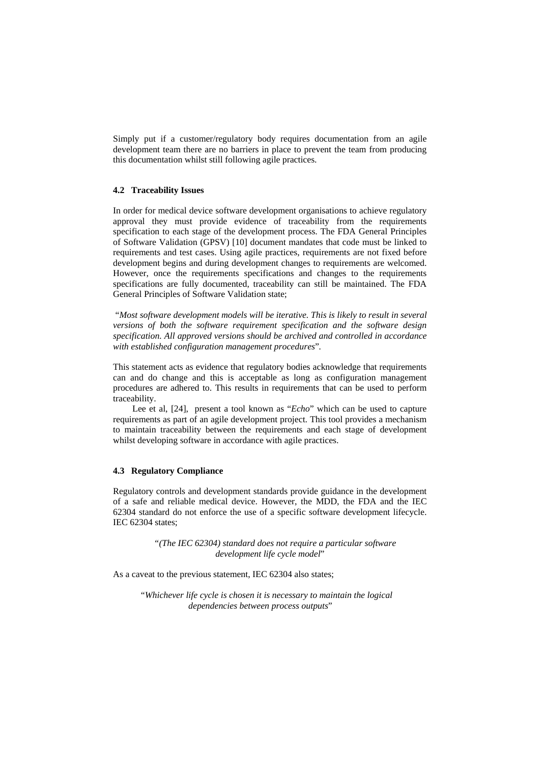Simply put if a customer/regulatory body requires documentation from an agile development team there are no barriers in place to prevent the team from producing this documentation whilst still following agile practices.

### 4.2 Traceability Issues

In order for medical device software development organisations to achieve regulatory approval they must provide evidence of traceability from the requirements specification to each stage of the development process. The FDA General Principles of Software Validation (GPSV) [10] document mandates that code must be linked to requirements and test cases. Using agile practices, requirements are not fixed before development begins and during development changes to requirements are welcomed. However, once the requirements specifications and changes to the requirements specifications are fully documented, traceability can still be maintained. The FDA General Principles of Software Validation state;

"*Most software development models will be iterative. This is likely to result in several versions of both the software requirement specification and the software design specification. All approved versions should be archived and controlled in accordance with established configuration management procedures*".

This statement acts as evidence that regulatory bodies acknowledge that requirements can and do change and this is acceptable as long as configuration management procedures are adhered to. This results in requirements that can be used to perform traceability.

Lee et al, [24], present a tool known as "*Echo*" which can be used to capture requirements as part of an agile development project. This tool provides a mechanism to maintain traceability between the requirements and each stage of development whilst developing software in accordance with agile practices.

### 4.3 Regulatory Compliance

Regulatory controls and development standards provide guidance in the development of a safe and reliable medical device. However, the MDD, the FDA and the IEC 62304 standard do not enforce the use of a specific software development lifecycle. IEC 62304 states;

> "*(The IEC 62304) standard does not require a particular software development life cycle model*"

As a caveat to the previous statement, IEC 62304 also states;

> "*Whichever life cycle is chosen it is necessary to maintain the logical dependencies between process outputs*"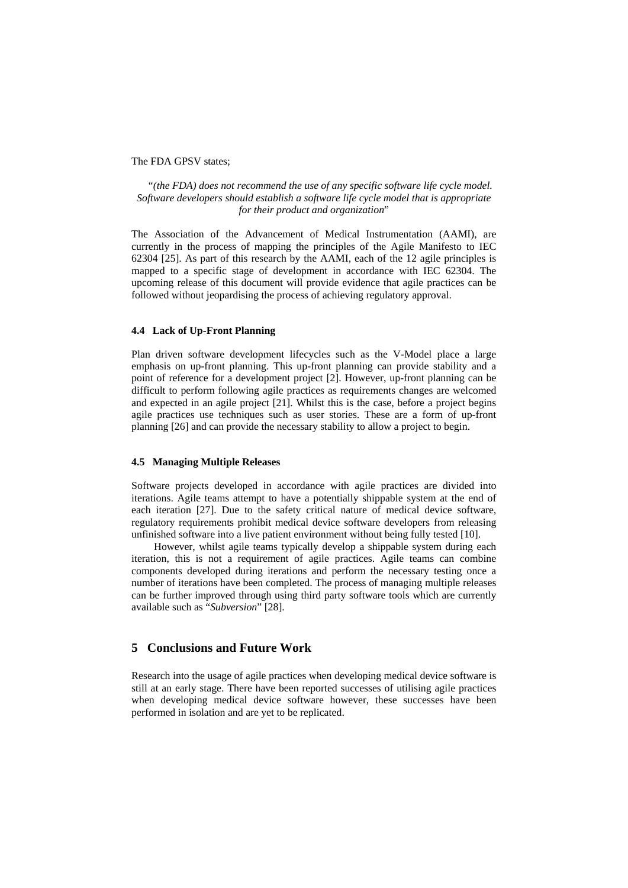The FDA GPSV states;

> "*(the FDA) does not recommend the use of any specific software life cycle model. Software developers should establish a software life cycle model that is appropriate for their product and organization*"

The Association of the Advancement of Medical Instrumentation (AAMI), are currently in the process of mapping the principles of the Agile Manifesto to IEC 62304 [25]. As part of this research by the AAMI, each of the 12 agile principles is mapped to a specific stage of development in accordance with IEC 62304. The upcoming release of this document will provide evidence that agile practices can be followed without jeopardising the process of achieving regulatory approval.

### 4.4 Lack of Up-Front Planning

Plan driven software development lifecycles such as the V-Model place a large emphasis on up-front planning. This up-front planning can provide stability and a point of reference for a development project [2]. However, up-front planning can be difficult to perform following agile practices as requirements changes are welcomed and expected in an agile project [21]. Whilst this is the case, before a project begins agile practices use techniques such as user stories. These are a form of up-front planning [26] and can provide the necessary stability to allow a project to begin.

### 4.5 Managing Multiple Releases

Software projects developed in accordance with agile practices are divided into iterations. Agile teams attempt to have a potentially shippable system at the end of each iteration [27]. Due to the safety critical nature of medical device software, regulatory requirements prohibit medical device software developers from releasing unfinished software into a live patient environment without being fully tested [10].

However, whilst agile teams typically develop a shippable system during each iteration, this is not a requirement of agile practices. Agile teams can combine components developed during iterations and perform the necessary testing once a number of iterations have been completed. The process of managing multiple releases can be further improved through using third party software tools which are currently available such as "*Subversion*" [28].

## 5 Conclusions and Future Work

Research into the usage of agile practices when developing medical device software is still at an early stage. There have been reported successes of utilising agile practices when developing medical device software however, these successes have been performed in isolation and are yet to be replicated.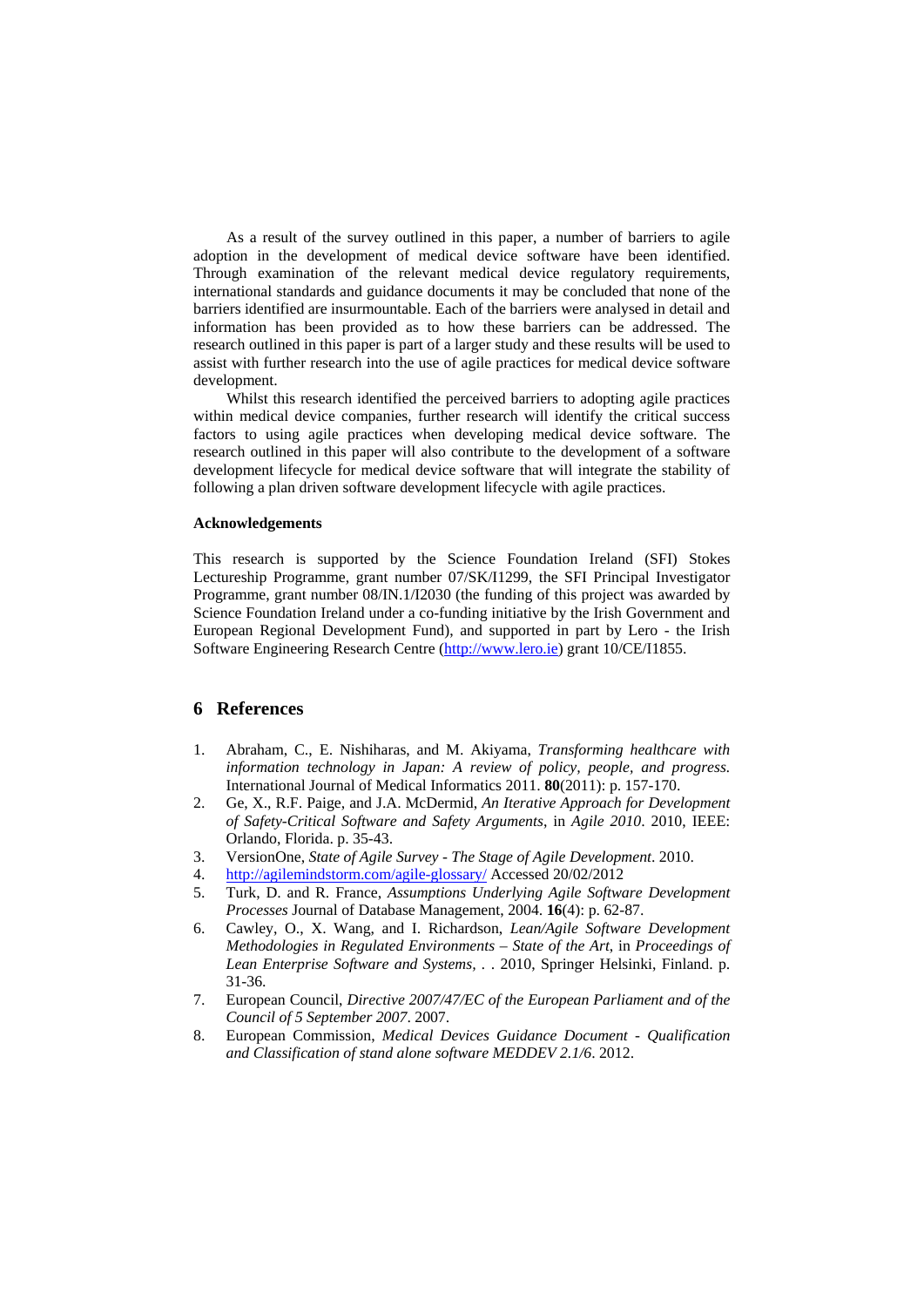As a result of the survey outlined in this paper, a number of barriers to agile adoption in the development of medical device software have been identified. Through examination of the relevant medical device regulatory requirements, international standards and guidance documents it may be concluded that none of the barriers identified are insurmountable. Each of the barriers were analysed in detail and information has been provided as to how these barriers can be addressed. The research outlined in this paper is part of a larger study and these results will be used to assist with further research into the use of agile practices for medical device software development.

Whilst this research identified the perceived barriers to adopting agile practices within medical device companies, further research will identify the critical success factors to using agile practices when developing medical device software. The research outlined in this paper will also contribute to the development of a software development lifecycle for medical device software that will integrate the stability of following a plan driven software development lifecycle with agile practices.

**Acknowledgements**

This research is supported by the Science Foundation Ireland (SFI) Stokes Lectureship Programme, grant number 07/SK/I1299, the SFI Principal Investigator Programme, grant number 08/IN.1/I2030 (the funding of this project was awarded by Science Foundation Ireland under a co-funding initiative by the Irish Government and European Regional Development Fund), and supported in part by Lero - the Irish Software Engineering Research Centre (http://www.lero.ie) grant 10/CE/I1855.

## 6 References

1. Abraham, C., E. Nishiharas, and M. Akiyama, *Transforming healthcare with information technology in Japan: A review of policy, people, and progress.* International Journal of Medical Informatics 2011. **80**(2011): p. 157-170.
2. Ge, X., R.F. Paige, and J.A. McDermid, *An Iterative Approach for Development of Safety-Critical Software and Safety Arguments*, in *Agile 2010*. 2010, IEEE: Orlando, Florida. p. 35-43.
3. VersionOne, *State of Agile Survey - The Stage of Agile Development*. 2010.
4. http://agilemindstorm.com/agile-glossary/ Accessed 20/02/2012
5. Turk, D. and R. France, *Assumptions Underlying Agile Software Development Processes* Journal of Database Management, 2004. **16**(4): p. 62-87.
6. Cawley, O., X. Wang, and I. Richardson, *Lean/Agile Software Development Methodologies in Regulated Environments – State of the Art*, in *Proceedings of Lean Enterprise Software and Systems*, . . 2010, Springer Helsinki, Finland. p. 31-36.
7. European Council, *Directive 2007/47/EC of the European Parliament and of the Council of 5 September 2007*. 2007.
8. European Commission, *Medical Devices Guidance Document - Qualification and Classification of stand alone software MEDDEV 2.1/6*. 2012.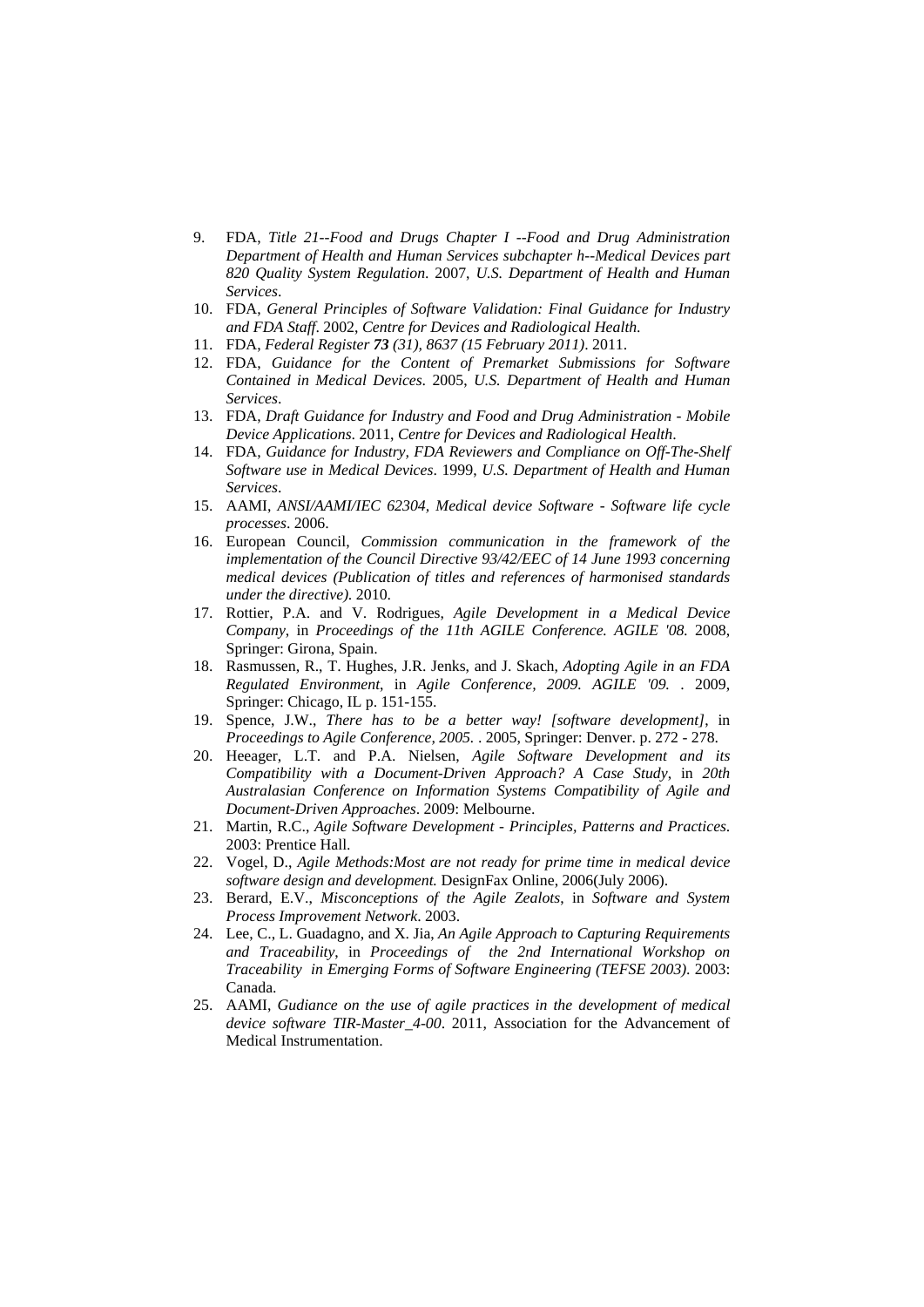9. FDA, *Title 21--Food and Drugs Chapter I --Food and Drug Administration Department of Health and Human Services subchapter h--Medical Devices part 820 Quality System Regulation*. 2007, *U.S. Department of Health and Human Services*.
10. FDA, *General Principles of Software Validation: Final Guidance for Industry and FDA Staff*. 2002, *Centre for Devices and Radiological Health*.
11. FDA, *Federal Register **73** (31), 8637 (15 February 2011)*. 2011.
12. FDA, *Guidance for the Content of Premarket Submissions for Software Contained in Medical Devices*. 2005, *U.S. Department of Health and Human Services*.
13. FDA, *Draft Guidance for Industry and Food and Drug Administration - Mobile Device Applications*. 2011, *Centre for Devices and Radiological Health*.
14. FDA, *Guidance for Industry, FDA Reviewers and Compliance on Off-The-Shelf Software use in Medical Devices*. 1999, *U.S. Department of Health and Human Services*.
15. AAMI, *ANSI/AAMI/IEC 62304, Medical device Software - Software life cycle processes*. 2006.
16. European Council, *Commission communication in the framework of the implementation of the Council Directive 93/42/EEC of 14 June 1993 concerning medical devices (Publication of titles and references of harmonised standards under the directive)*. 2010.
17. Rottier, P.A. and V. Rodrigues, *Agile Development in a Medical Device Company*, in *Proceedings of the 11th AGILE Conference. AGILE '08*. 2008, Springer: Girona, Spain.
18. Rasmussen, R., T. Hughes, J.R. Jenks, and J. Skach, *Adopting Agile in an FDA Regulated Environment*, in *Agile Conference, 2009. AGILE '09.* . 2009, Springer: Chicago, IL p. 151-155.
19. Spence, J.W., *There has to be a better way! [software development]*, in *Proceedings to Agile Conference, 2005.* . 2005, Springer: Denver. p. 272 - 278.
20. Heeager, L.T. and P.A. Nielsen, *Agile Software Development and its Compatibility with a Document-Driven Approach? A Case Study*, in *20th Australasian Conference on Information Systems Compatibility of Agile and Document-Driven Approaches*. 2009: Melbourne.
21. Martin, R.C., *Agile Software Development - Principles, Patterns and Practices*. 2003: Prentice Hall.
22. Vogel, D., *Agile Methods:Most are not ready for prime time in medical device software design and development.* DesignFax Online, 2006(July 2006).
23. Berard, E.V., *Misconceptions of the Agile Zealots*, in *Software and System Process Improvement Network*. 2003.
24. Lee, C., L. Guadagno, and X. Jia, *An Agile Approach to Capturing Requirements and Traceability*, in *Proceedings of the 2nd International Workshop on Traceability in Emerging Forms of Software Engineering (TEFSE 2003)*. 2003: Canada.
25. AAMI, *Gudiance on the use of agile practices in the development of medical device software TIR-Master_4-00*. 2011, Association for the Advancement of Medical Instrumentation.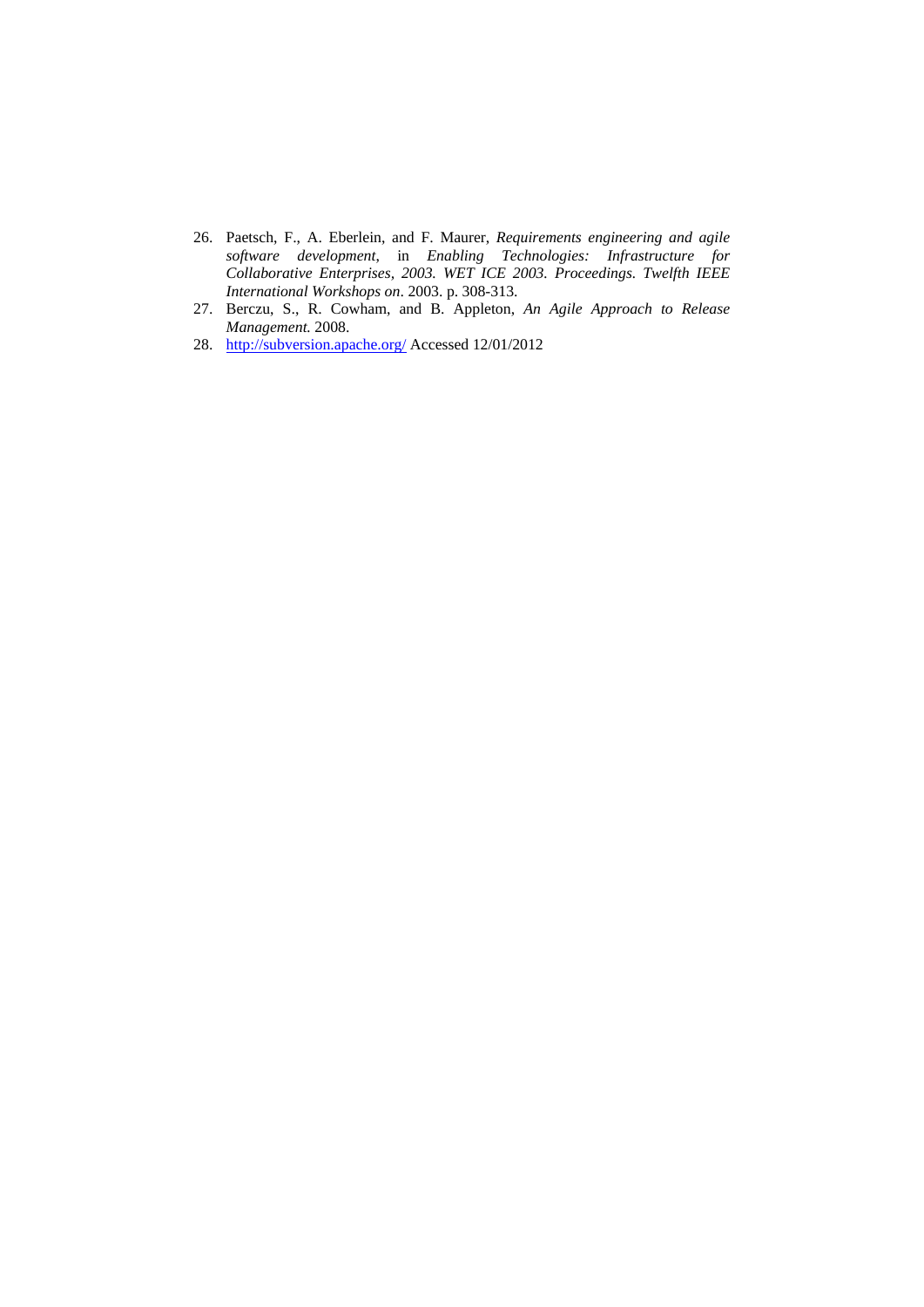26. Paetsch, F., A. Eberlein, and F. Maurer, *Requirements engineering and agile software development*, in *Enabling Technologies: Infrastructure for Collaborative Enterprises, 2003. WET ICE 2003. Proceedings. Twelfth IEEE International Workshops on*. 2003. p. 308-313.
27. Berczu, S., R. Cowham, and B. Appleton, *An Agile Approach to Release Management.* 2008.
28. http://subversion.apache.org/ Accessed 12/01/2012